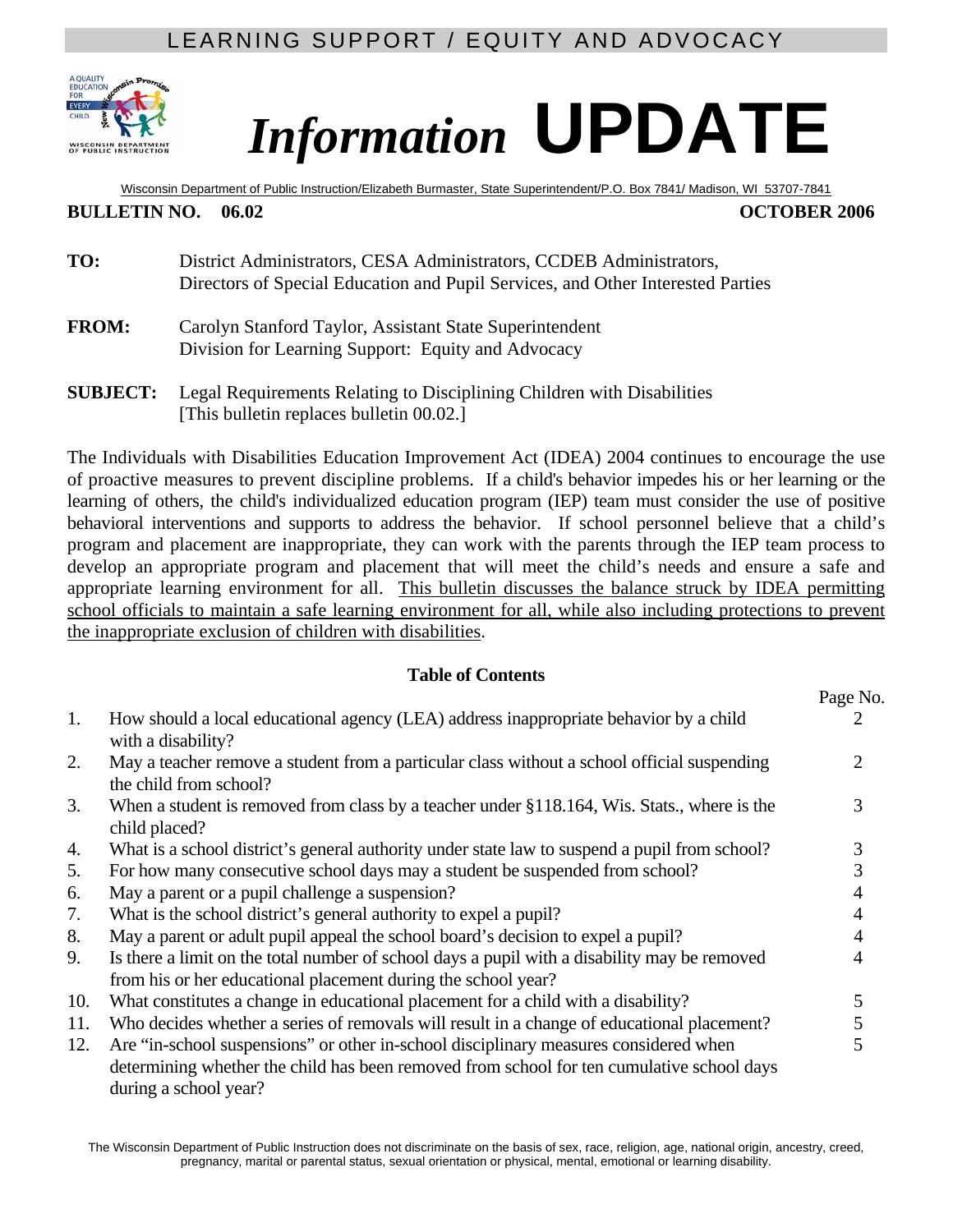LEARNING SUPPORT / EQUITY AND ADVOCACY

# *Information* UPDATE

Wisconsin Department of Public Instruction/Elizabeth Burmaster, State Superintendent/P.O. Box 7841/ Madison, WI 53707-7841

**BULLETIN NO. 06.02** **OCTOBER 2006**

**TO:** District Administrators, CESA Administrators, CCDEB Administrators, Directors of Special Education and Pupil Services, and Other Interested Parties

**FROM:** Carolyn Stanford Taylor, Assistant State Superintendent
Division for Learning Support: Equity and Advocacy

**SUBJECT:** Legal Requirements Relating to Disciplining Children with Disabilities
[This bulletin replaces bulletin 00.02.]

The Individuals with Disabilities Education Improvement Act (IDEA) 2004 continues to encourage the use of proactive measures to prevent discipline problems. If a child's behavior impedes his or her learning or the learning of others, the child's individualized education program (IEP) team must consider the use of positive behavioral interventions and supports to address the behavior. If school personnel believe that a child's program and placement are inappropriate, they can work with the parents through the IEP team process to develop an appropriate program and placement that will meet the child's needs and ensure a safe and appropriate learning environment for all. This bulletin discusses the balance struck by IDEA permitting school officials to maintain a safe learning environment for all, while also including protections to prevent the inappropriate exclusion of children with disabilities.

## Table of Contents

| | | Page No. |
|---|---|---|
| 1. | How should a local educational agency (LEA) address inappropriate behavior by a child with a disability? | 2 |
| 2. | May a teacher remove a student from a particular class without a school official suspending the child from school? | 2 |
| 3. | When a student is removed from class by a teacher under §118.164, Wis. Stats., where is the child placed? | 3 |
| 4. | What is a school district's general authority under state law to suspend a pupil from school? | 3 |
| 5. | For how many consecutive school days may a student be suspended from school? | 3 |
| 6. | May a parent or a pupil challenge a suspension? | 4 |
| 7. | What is the school district's general authority to expel a pupil? | 4 |
| 8. | May a parent or adult pupil appeal the school board's decision to expel a pupil? | 4 |
| 9. | Is there a limit on the total number of school days a pupil with a disability may be removed from his or her educational placement during the school year? | 4 |
| 10. | What constitutes a change in educational placement for a child with a disability? | 5 |
| 11. | Who decides whether a series of removals will result in a change of educational placement? | 5 |
| 12. | Are "in-school suspensions" or other in-school disciplinary measures considered when determining whether the child has been removed from school for ten cumulative school days during a school year? | 5 |

The Wisconsin Department of Public Instruction does not discriminate on the basis of sex, race, religion, age, national origin, ancestry, creed, pregnancy, marital or parental status, sexual orientation or physical, mental, emotional or learning disability.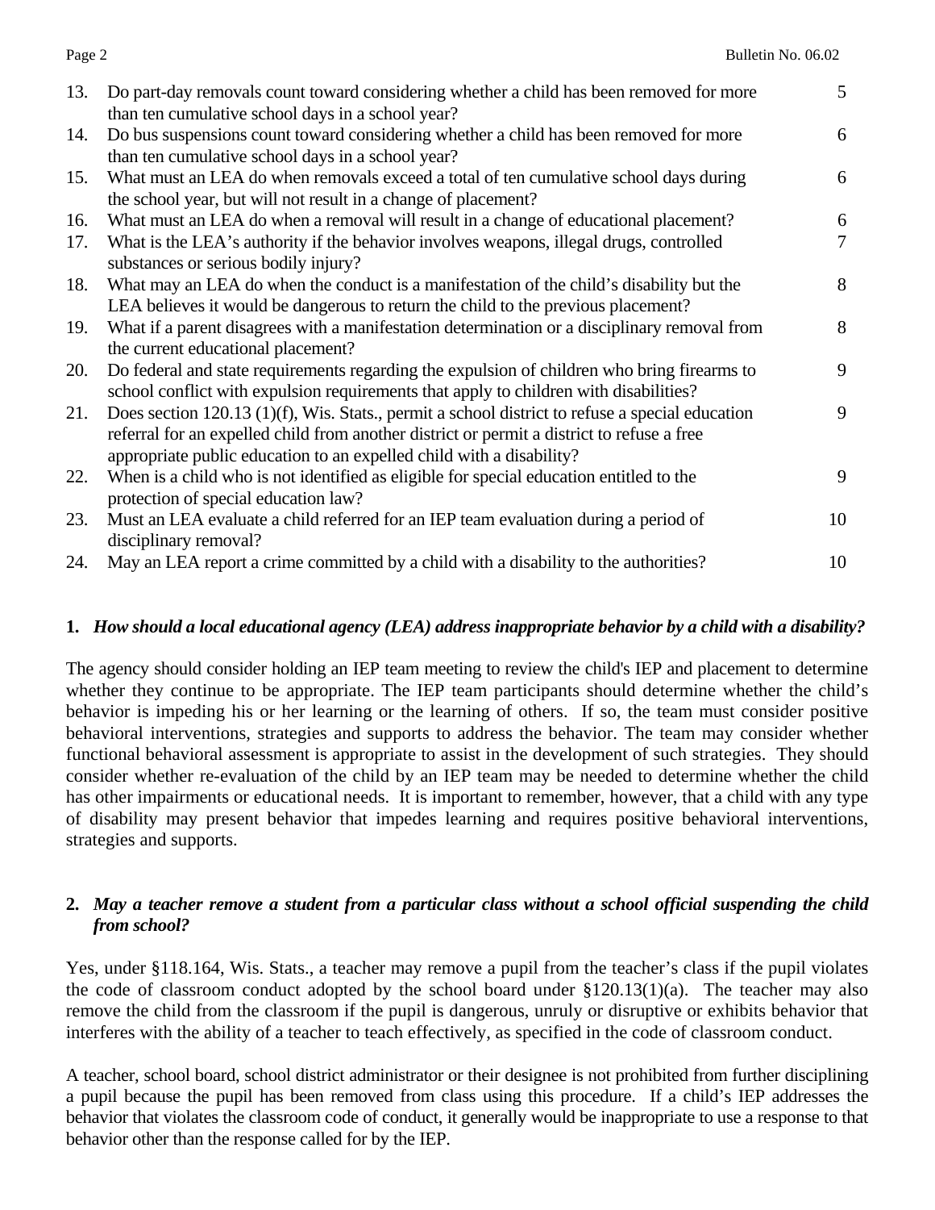| | | |
|---|---|---|
| 13. | Do part-day removals count toward considering whether a child has been removed for more than ten cumulative school days in a school year? | 5 |
| 14. | Do bus suspensions count toward considering whether a child has been removed for more than ten cumulative school days in a school year? | 6 |
| 15. | What must an LEA do when removals exceed a total of ten cumulative school days during the school year, but will not result in a change of placement? | 6 |
| 16. | What must an LEA do when a removal will result in a change of educational placement? | 6 |
| 17. | What is the LEA's authority if the behavior involves weapons, illegal drugs, controlled substances or serious bodily injury? | 7 |
| 18. | What may an LEA do when the conduct is a manifestation of the child's disability but the LEA believes it would be dangerous to return the child to the previous placement? | 8 |
| 19. | What if a parent disagrees with a manifestation determination or a disciplinary removal from the current educational placement? | 8 |
| 20. | Do federal and state requirements regarding the expulsion of children who bring firearms to school conflict with expulsion requirements that apply to children with disabilities? | 9 |
| 21. | Does section 120.13 (1)(f), Wis. Stats., permit a school district to refuse a special education referral for an expelled child from another district or permit a district to refuse a free appropriate public education to an expelled child with a disability? | 9 |
| 22. | When is a child who is not identified as eligible for special education entitled to the protection of special education law? | 9 |
| 23. | Must an LEA evaluate a child referred for an IEP team evaluation during a period of disciplinary removal? | 10 |
| 24. | May an LEA report a crime committed by a child with a disability to the authorities? | 10 |

**1.** ***How should a local educational agency (LEA) address inappropriate behavior by a child with a disability?***

The agency should consider holding an IEP team meeting to review the child's IEP and placement to determine whether they continue to be appropriate. The IEP team participants should determine whether the child's behavior is impeding his or her learning or the learning of others. If so, the team must consider positive behavioral interventions, strategies and supports to address the behavior. The team may consider whether functional behavioral assessment is appropriate to assist in the development of such strategies. They should consider whether re-evaluation of the child by an IEP team may be needed to determine whether the child has other impairments or educational needs. It is important to remember, however, that a child with any type of disability may present behavior that impedes learning and requires positive behavioral interventions, strategies and supports.

**2.** ***May a teacher remove a student from a particular class without a school official suspending the child from school?***

Yes, under §118.164, Wis. Stats., a teacher may remove a pupil from the teacher's class if the pupil violates the code of classroom conduct adopted by the school board under §120.13(1)(a). The teacher may also remove the child from the classroom if the pupil is dangerous, unruly or disruptive or exhibits behavior that interferes with the ability of a teacher to teach effectively, as specified in the code of classroom conduct.

A teacher, school board, school district administrator or their designee is not prohibited from further disciplining a pupil because the pupil has been removed from class using this procedure. If a child's IEP addresses the behavior that violates the classroom code of conduct, it generally would be inappropriate to use a response to that behavior other than the response called for by the IEP.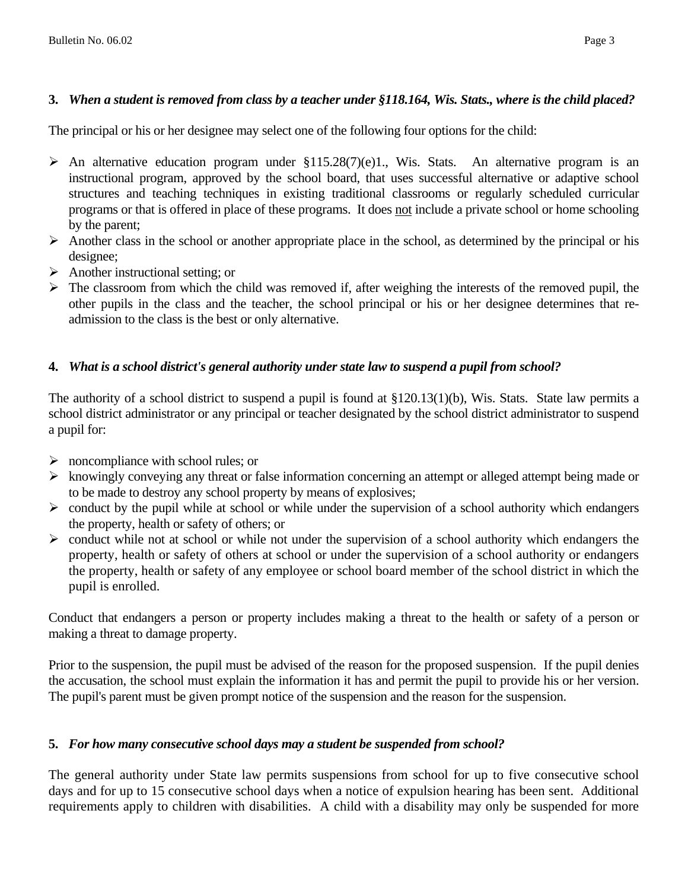**3.** ***When a student is removed from class by a teacher under §118.164, Wis. Stats., where is the child placed?***

The principal or his or her designee may select one of the following four options for the child:

- An alternative education program under §115.28(7)(e)1., Wis. Stats. An alternative program is an instructional program, approved by the school board, that uses successful alternative or adaptive school structures and teaching techniques in existing traditional classrooms or regularly scheduled curricular programs or that is offered in place of these programs. It does <u>not</u> include a private school or home schooling by the parent;
- Another class in the school or another appropriate place in the school, as determined by the principal or his designee;
- Another instructional setting; or
- The classroom from which the child was removed if, after weighing the interests of the removed pupil, the other pupils in the class and the teacher, the school principal or his or her designee determines that re-admission to the class is the best or only alternative.

**4.** ***What is a school district's general authority under state law to suspend a pupil from school?***

The authority of a school district to suspend a pupil is found at §120.13(1)(b), Wis. Stats. State law permits a school district administrator or any principal or teacher designated by the school district administrator to suspend a pupil for:

- noncompliance with school rules; or
- knowingly conveying any threat or false information concerning an attempt or alleged attempt being made or to be made to destroy any school property by means of explosives;
- conduct by the pupil while at school or while under the supervision of a school authority which endangers the property, health or safety of others; or
- conduct while not at school or while not under the supervision of a school authority which endangers the property, health or safety of others at school or under the supervision of a school authority or endangers the property, health or safety of any employee or school board member of the school district in which the pupil is enrolled.

Conduct that endangers a person or property includes making a threat to the health or safety of a person or making a threat to damage property.

Prior to the suspension, the pupil must be advised of the reason for the proposed suspension. If the pupil denies the accusation, the school must explain the information it has and permit the pupil to provide his or her version. The pupil's parent must be given prompt notice of the suspension and the reason for the suspension.

**5.** ***For how many consecutive school days may a student be suspended from school?***

The general authority under State law permits suspensions from school for up to five consecutive school days and for up to 15 consecutive school days when a notice of expulsion hearing has been sent. Additional requirements apply to children with disabilities. A child with a disability may only be suspended for more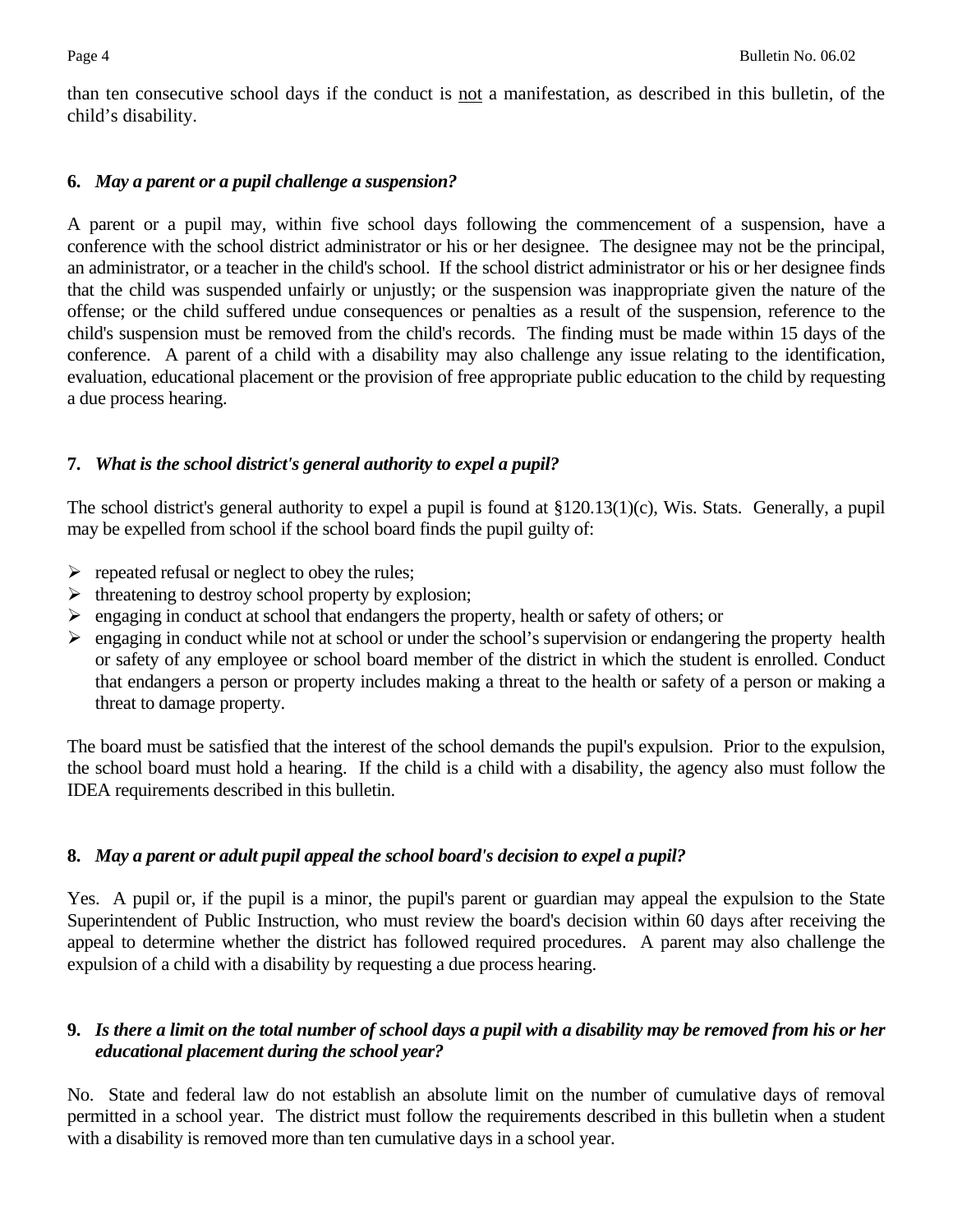than ten consecutive school days if the conduct is <u>not</u> a manifestation, as described in this bulletin, of the child's disability.

**6.** ***May a parent or a pupil challenge a suspension?***

A parent or a pupil may, within five school days following the commencement of a suspension, have a conference with the school district administrator or his or her designee. The designee may not be the principal, an administrator, or a teacher in the child's school. If the school district administrator or his or her designee finds that the child was suspended unfairly or unjustly; or the suspension was inappropriate given the nature of the offense; or the child suffered undue consequences or penalties as a result of the suspension, reference to the child's suspension must be removed from the child's records. The finding must be made within 15 days of the conference. A parent of a child with a disability may also challenge any issue relating to the identification, evaluation, educational placement or the provision of free appropriate public education to the child by requesting a due process hearing.

**7.** ***What is the school district's general authority to expel a pupil?***

The school district's general authority to expel a pupil is found at §120.13(1)(c), Wis. Stats. Generally, a pupil may be expelled from school if the school board finds the pupil guilty of:

- repeated refusal or neglect to obey the rules;
- threatening to destroy school property by explosion;
- engaging in conduct at school that endangers the property, health or safety of others; or
- engaging in conduct while not at school or under the school's supervision or endangering the property health or safety of any employee or school board member of the district in which the student is enrolled. Conduct that endangers a person or property includes making a threat to the health or safety of a person or making a threat to damage property.

The board must be satisfied that the interest of the school demands the pupil's expulsion. Prior to the expulsion, the school board must hold a hearing. If the child is a child with a disability, the agency also must follow the IDEA requirements described in this bulletin.

**8.** ***May a parent or adult pupil appeal the school board's decision to expel a pupil?***

Yes. A pupil or, if the pupil is a minor, the pupil's parent or guardian may appeal the expulsion to the State Superintendent of Public Instruction, who must review the board's decision within 60 days after receiving the appeal to determine whether the district has followed required procedures. A parent may also challenge the expulsion of a child with a disability by requesting a due process hearing.

**9.** ***Is there a limit on the total number of school days a pupil with a disability may be removed from his or her educational placement during the school year?***

No. State and federal law do not establish an absolute limit on the number of cumulative days of removal permitted in a school year. The district must follow the requirements described in this bulletin when a student with a disability is removed more than ten cumulative days in a school year.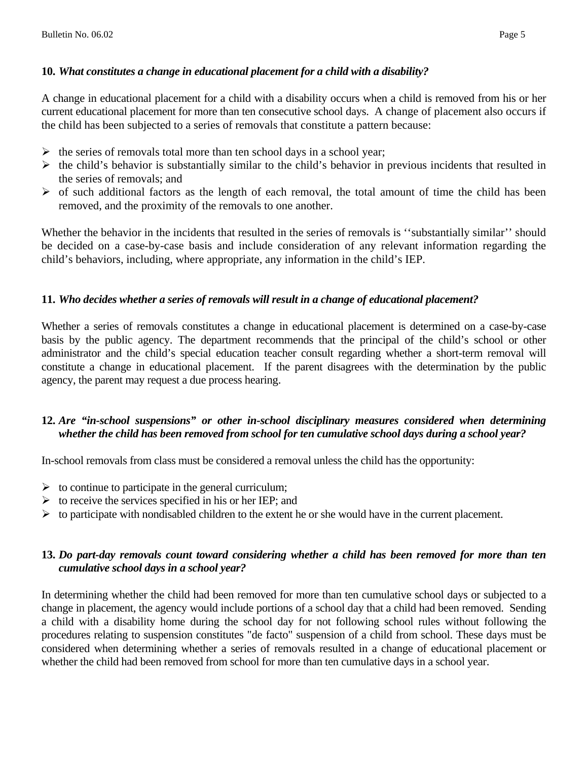**10.** ***What constitutes a change in educational placement for a child with a disability?***

A change in educational placement for a child with a disability occurs when a child is removed from his or her current educational placement for more than ten consecutive school days. A change of placement also occurs if the child has been subjected to a series of removals that constitute a pattern because:

- the series of removals total more than ten school days in a school year;
- the child's behavior is substantially similar to the child's behavior in previous incidents that resulted in the series of removals; and
- of such additional factors as the length of each removal, the total amount of time the child has been removed, and the proximity of the removals to one another.

Whether the behavior in the incidents that resulted in the series of removals is ''substantially similar'' should be decided on a case-by-case basis and include consideration of any relevant information regarding the child's behaviors, including, where appropriate, any information in the child's IEP.

**11.** ***Who decides whether a series of removals will result in a change of educational placement?***

Whether a series of removals constitutes a change in educational placement is determined on a case-by-case basis by the public agency. The department recommends that the principal of the child's school or other administrator and the child's special education teacher consult regarding whether a short-term removal will constitute a change in educational placement. If the parent disagrees with the determination by the public agency, the parent may request a due process hearing.

**12.** ***Are "in-school suspensions" or other in-school disciplinary measures considered when determining whether the child has been removed from school for ten cumulative school days during a school year?***

In-school removals from class must be considered a removal unless the child has the opportunity:

- to continue to participate in the general curriculum;
- to receive the services specified in his or her IEP; and
- to participate with nondisabled children to the extent he or she would have in the current placement.

**13.** ***Do part-day removals count toward considering whether a child has been removed for more than ten cumulative school days in a school year?***

In determining whether the child had been removed for more than ten cumulative school days or subjected to a change in placement, the agency would include portions of a school day that a child had been removed. Sending a child with a disability home during the school day for not following school rules without following the procedures relating to suspension constitutes "de facto" suspension of a child from school. These days must be considered when determining whether a series of removals resulted in a change of educational placement or whether the child had been removed from school for more than ten cumulative days in a school year.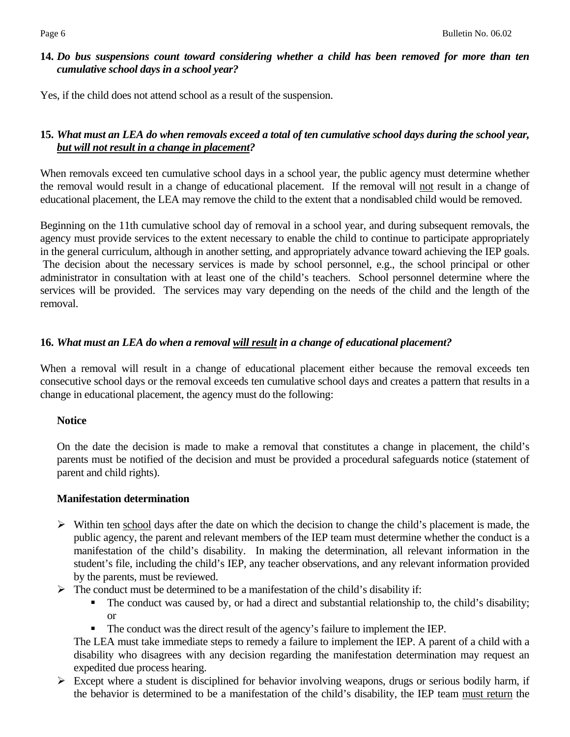**14.** ***Do bus suspensions count toward considering whether a child has been removed for more than ten cumulative school days in a school year?***

Yes, if the child does not attend school as a result of the suspension.

**15.** ***What must an LEA do when removals exceed a total of ten cumulative school days during the school year, <u>but will not result in a change in placement</u>?***

When removals exceed ten cumulative school days in a school year, the public agency must determine whether the removal would result in a change of educational placement. If the removal will <u>not</u> result in a change of educational placement, the LEA may remove the child to the extent that a nondisabled child would be removed.

Beginning on the 11th cumulative school day of removal in a school year, and during subsequent removals, the agency must provide services to the extent necessary to enable the child to continue to participate appropriately in the general curriculum, although in another setting, and appropriately advance toward achieving the IEP goals. The decision about the necessary services is made by school personnel, e.g., the school principal or other administrator in consultation with at least one of the child's teachers. School personnel determine where the services will be provided. The services may vary depending on the needs of the child and the length of the removal.

**16.** ***What must an LEA do when a removal <u>will result</u> in a change of educational placement?***

When a removal will result in a change of educational placement either because the removal exceeds ten consecutive school days or the removal exceeds ten cumulative school days and creates a pattern that results in a change in educational placement, the agency must do the following:

**Notice**

On the date the decision is made to make a removal that constitutes a change in placement, the child's parents must be notified of the decision and must be provided a procedural safeguards notice (statement of parent and child rights).

**Manifestation determination**

- Within ten <u>school</u> days after the date on which the decision to change the child's placement is made, the public agency, the parent and relevant members of the IEP team must determine whether the conduct is a manifestation of the child's disability. In making the determination, all relevant information in the student's file, including the child's IEP, any teacher observations, and any relevant information provided by the parents, must be reviewed.
- The conduct must be determined to be a manifestation of the child's disability if:
  - The conduct was caused by, or had a direct and substantial relationship to, the child's disability; or
  - The conduct was the direct result of the agency's failure to implement the IEP.

  The LEA must take immediate steps to remedy a failure to implement the IEP. A parent of a child with a disability who disagrees with any decision regarding the manifestation determination may request an expedited due process hearing.
- Except where a student is disciplined for behavior involving weapons, drugs or serious bodily harm, if the behavior is determined to be a manifestation of the child's disability, the IEP team <u>must return</u> the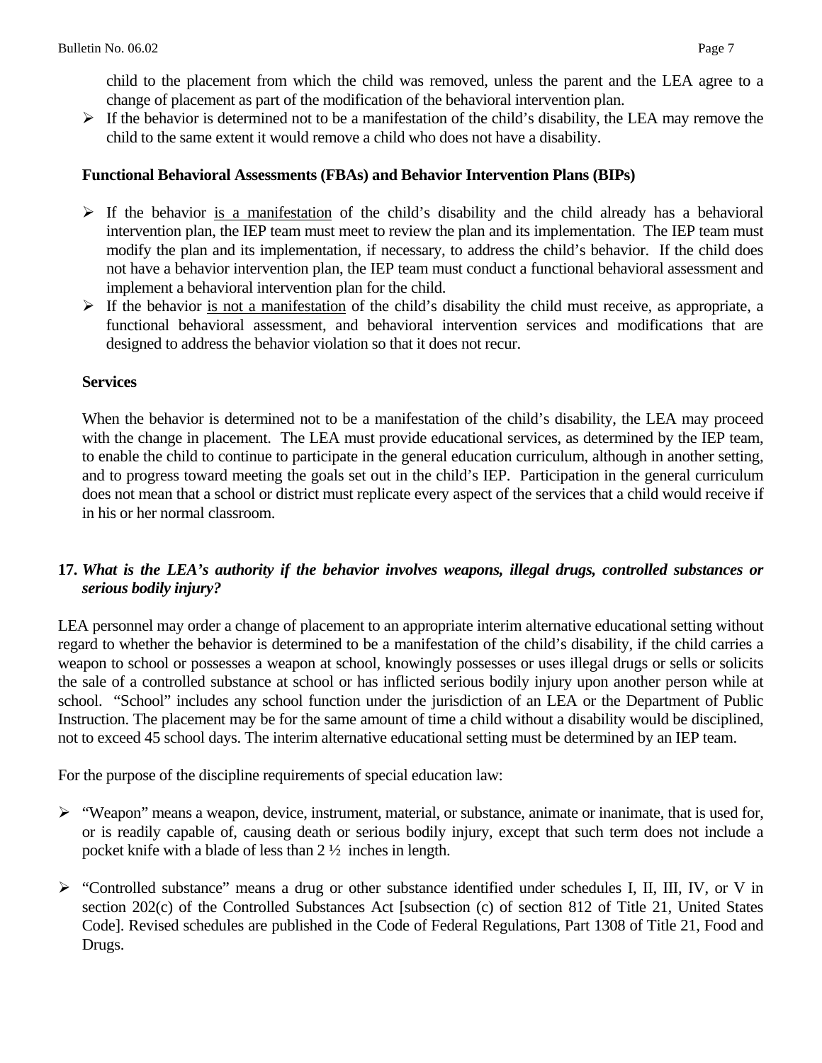child to the placement from which the child was removed, unless the parent and the LEA agree to a change of placement as part of the modification of the behavioral intervention plan.

- If the behavior is determined not to be a manifestation of the child's disability, the LEA may remove the child to the same extent it would remove a child who does not have a disability.

**Functional Behavioral Assessments (FBAs) and Behavior Intervention Plans (BIPs)**

- If the behavior <u>is a manifestation</u> of the child's disability and the child already has a behavioral intervention plan, the IEP team must meet to review the plan and its implementation. The IEP team must modify the plan and its implementation, if necessary, to address the child's behavior. If the child does not have a behavior intervention plan, the IEP team must conduct a functional behavioral assessment and implement a behavioral intervention plan for the child.
- If the behavior <u>is not a manifestation</u> of the child's disability the child must receive, as appropriate, a functional behavioral assessment, and behavioral intervention services and modifications that are designed to address the behavior violation so that it does not recur.

**Services**

When the behavior is determined not to be a manifestation of the child's disability, the LEA may proceed with the change in placement. The LEA must provide educational services, as determined by the IEP team, to enable the child to continue to participate in the general education curriculum, although in another setting, and to progress toward meeting the goals set out in the child's IEP. Participation in the general curriculum does not mean that a school or district must replicate every aspect of the services that a child would receive if in his or her normal classroom.

**17. *What is the LEA's authority if the behavior involves weapons, illegal drugs, controlled substances or serious bodily injury?***

LEA personnel may order a change of placement to an appropriate interim alternative educational setting without regard to whether the behavior is determined to be a manifestation of the child's disability, if the child carries a weapon to school or possesses a weapon at school, knowingly possesses or uses illegal drugs or sells or solicits the sale of a controlled substance at school or has inflicted serious bodily injury upon another person while at school. "School" includes any school function under the jurisdiction of an LEA or the Department of Public Instruction. The placement may be for the same amount of time a child without a disability would be disciplined, not to exceed 45 school days. The interim alternative educational setting must be determined by an IEP team.

For the purpose of the discipline requirements of special education law:

- "Weapon" means a weapon, device, instrument, material, or substance, animate or inanimate, that is used for, or is readily capable of, causing death or serious bodily injury, except that such term does not include a pocket knife with a blade of less than 2 ½ inches in length.

- "Controlled substance" means a drug or other substance identified under schedules I, II, III, IV, or V in section 202(c) of the Controlled Substances Act [subsection (c) of section 812 of Title 21, United States Code]. Revised schedules are published in the Code of Federal Regulations, Part 1308 of Title 21, Food and Drugs.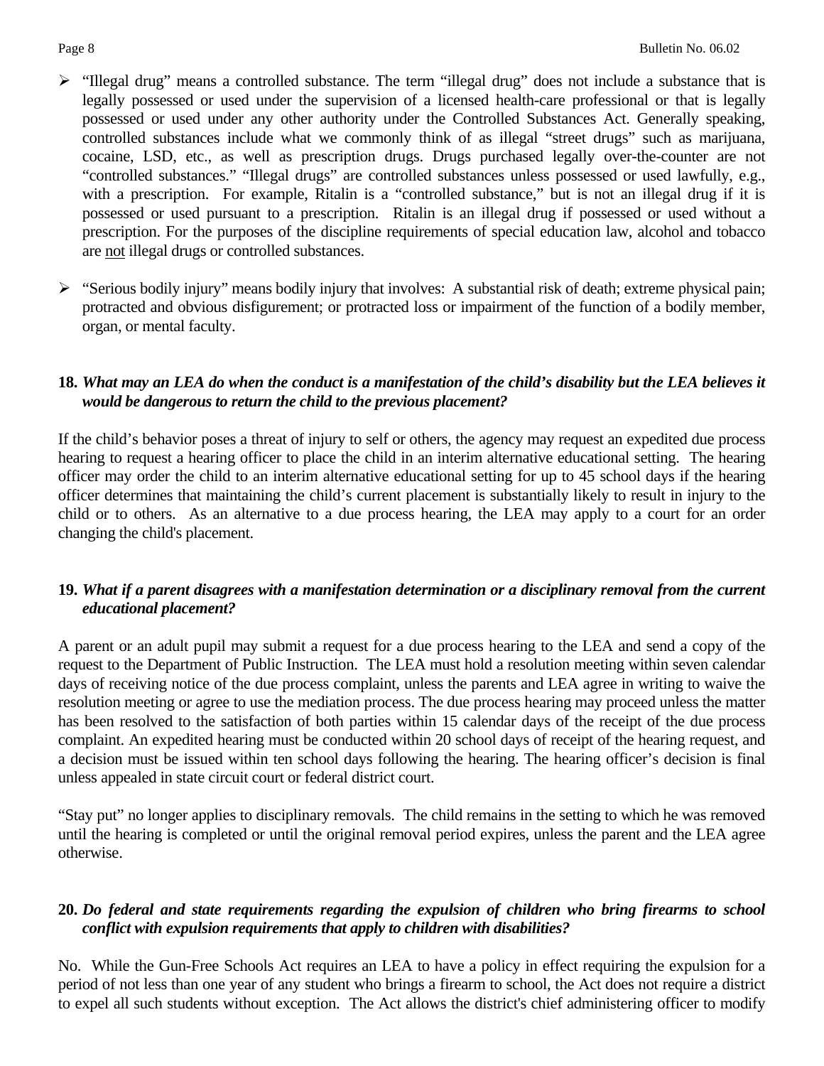- "Illegal drug" means a controlled substance. The term "illegal drug" does not include a substance that is legally possessed or used under the supervision of a licensed health-care professional or that is legally possessed or used under any other authority under the Controlled Substances Act. Generally speaking, controlled substances include what we commonly think of as illegal "street drugs" such as marijuana, cocaine, LSD, etc., as well as prescription drugs. Drugs purchased legally over-the-counter are not "controlled substances." "Illegal drugs" are controlled substances unless possessed or used lawfully, e.g., with a prescription. For example, Ritalin is a "controlled substance," but is not an illegal drug if it is possessed or used pursuant to a prescription. Ritalin is an illegal drug if possessed or used without a prescription. For the purposes of the discipline requirements of special education law, alcohol and tobacco are <u>not</u> illegal drugs or controlled substances.

- "Serious bodily injury" means bodily injury that involves: A substantial risk of death; extreme physical pain; protracted and obvious disfigurement; or protracted loss or impairment of the function of a bodily member, organ, or mental faculty.

**18.** ***What may an LEA do when the conduct is a manifestation of the child's disability but the LEA believes it would be dangerous to return the child to the previous placement?***

If the child's behavior poses a threat of injury to self or others, the agency may request an expedited due process hearing to request a hearing officer to place the child in an interim alternative educational setting. The hearing officer may order the child to an interim alternative educational setting for up to 45 school days if the hearing officer determines that maintaining the child's current placement is substantially likely to result in injury to the child or to others. As an alternative to a due process hearing, the LEA may apply to a court for an order changing the child's placement.

**19.** ***What if a parent disagrees with a manifestation determination or a disciplinary removal from the current educational placement?***

A parent or an adult pupil may submit a request for a due process hearing to the LEA and send a copy of the request to the Department of Public Instruction. The LEA must hold a resolution meeting within seven calendar days of receiving notice of the due process complaint, unless the parents and LEA agree in writing to waive the resolution meeting or agree to use the mediation process. The due process hearing may proceed unless the matter has been resolved to the satisfaction of both parties within 15 calendar days of the receipt of the due process complaint. An expedited hearing must be conducted within 20 school days of receipt of the hearing request, and a decision must be issued within ten school days following the hearing. The hearing officer's decision is final unless appealed in state circuit court or federal district court.

"Stay put" no longer applies to disciplinary removals. The child remains in the setting to which he was removed until the hearing is completed or until the original removal period expires, unless the parent and the LEA agree otherwise.

**20.** ***Do federal and state requirements regarding the expulsion of children who bring firearms to school conflict with expulsion requirements that apply to children with disabilities?***

No. While the Gun-Free Schools Act requires an LEA to have a policy in effect requiring the expulsion for a period of not less than one year of any student who brings a firearm to school, the Act does not require a district to expel all such students without exception. The Act allows the district's chief administering officer to modify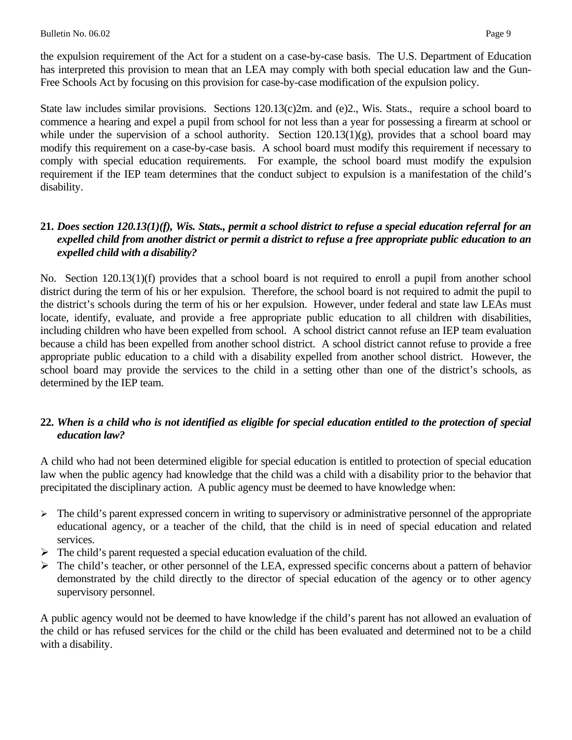the expulsion requirement of the Act for a student on a case-by-case basis. The U.S. Department of Education has interpreted this provision to mean that an LEA may comply with both special education law and the Gun-Free Schools Act by focusing on this provision for case-by-case modification of the expulsion policy.

State law includes similar provisions. Sections 120.13(c)2m. and (e)2., Wis. Stats., require a school board to commence a hearing and expel a pupil from school for not less than a year for possessing a firearm at school or while under the supervision of a school authority. Section 120.13(1)(g), provides that a school board may modify this requirement on a case-by-case basis. A school board must modify this requirement if necessary to comply with special education requirements. For example, the school board must modify the expulsion requirement if the IEP team determines that the conduct subject to expulsion is a manifestation of the child's disability.

**21.** ***Does section 120.13(1)(f), Wis. Stats., permit a school district to refuse a special education referral for an expelled child from another district or permit a district to refuse a free appropriate public education to an expelled child with a disability?***

No. Section 120.13(1)(f) provides that a school board is not required to enroll a pupil from another school district during the term of his or her expulsion. Therefore, the school board is not required to admit the pupil to the district's schools during the term of his or her expulsion. However, under federal and state law LEAs must locate, identify, evaluate, and provide a free appropriate public education to all children with disabilities, including children who have been expelled from school. A school district cannot refuse an IEP team evaluation because a child has been expelled from another school district. A school district cannot refuse to provide a free appropriate public education to a child with a disability expelled from another school district. However, the school board may provide the services to the child in a setting other than one of the district's schools, as determined by the IEP team.

**22.** ***When is a child who is not identified as eligible for special education entitled to the protection of special education law?***

A child who had not been determined eligible for special education is entitled to protection of special education law when the public agency had knowledge that the child was a child with a disability prior to the behavior that precipitated the disciplinary action. A public agency must be deemed to have knowledge when:

- The child's parent expressed concern in writing to supervisory or administrative personnel of the appropriate educational agency, or a teacher of the child, that the child is in need of special education and related services.
- The child's parent requested a special education evaluation of the child.
- The child's teacher, or other personnel of the LEA, expressed specific concerns about a pattern of behavior demonstrated by the child directly to the director of special education of the agency or to other agency supervisory personnel.

A public agency would not be deemed to have knowledge if the child's parent has not allowed an evaluation of the child or has refused services for the child or the child has been evaluated and determined not to be a child with a disability.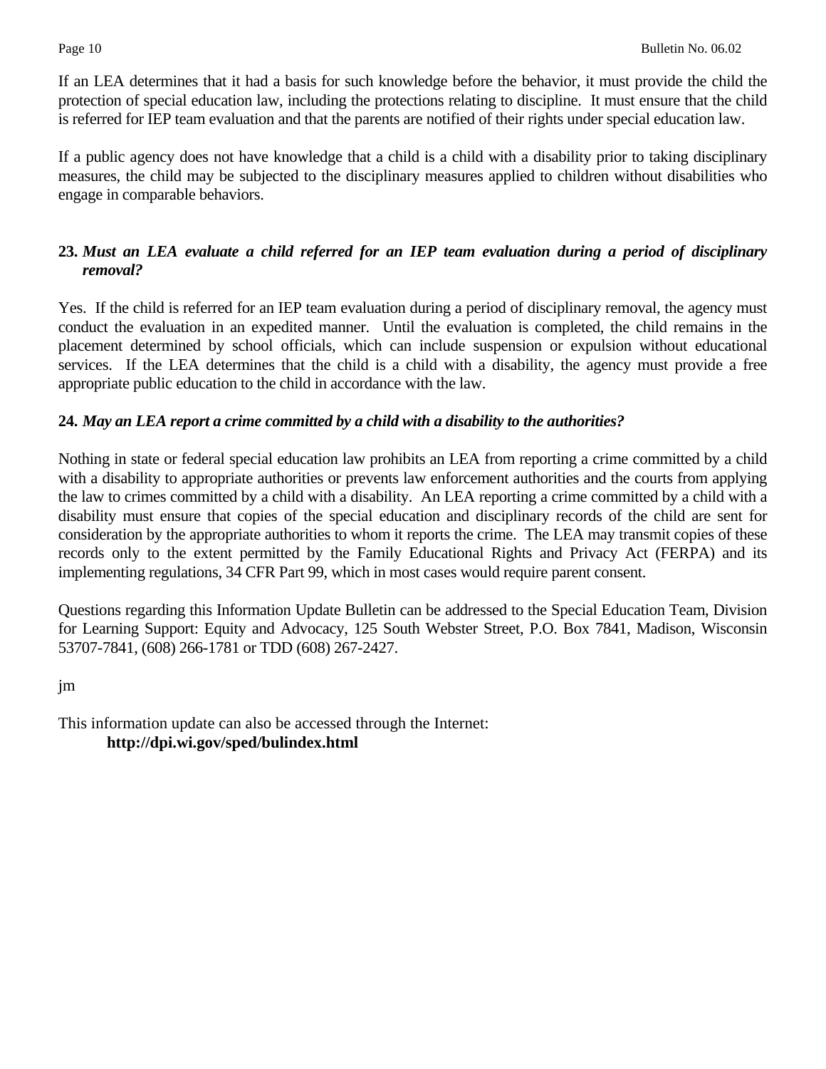If an LEA determines that it had a basis for such knowledge before the behavior, it must provide the child the protection of special education law, including the protections relating to discipline. It must ensure that the child is referred for IEP team evaluation and that the parents are notified of their rights under special education law.

If a public agency does not have knowledge that a child is a child with a disability prior to taking disciplinary measures, the child may be subjected to the disciplinary measures applied to children without disabilities who engage in comparable behaviors.

**23.** ***Must an LEA evaluate a child referred for an IEP team evaluation during a period of disciplinary removal?***

Yes. If the child is referred for an IEP team evaluation during a period of disciplinary removal, the agency must conduct the evaluation in an expedited manner. Until the evaluation is completed, the child remains in the placement determined by school officials, which can include suspension or expulsion without educational services. If the LEA determines that the child is a child with a disability, the agency must provide a free appropriate public education to the child in accordance with the law.

**24.** ***May an LEA report a crime committed by a child with a disability to the authorities?***

Nothing in state or federal special education law prohibits an LEA from reporting a crime committed by a child with a disability to appropriate authorities or prevents law enforcement authorities and the courts from applying the law to crimes committed by a child with a disability. An LEA reporting a crime committed by a child with a disability must ensure that copies of the special education and disciplinary records of the child are sent for consideration by the appropriate authorities to whom it reports the crime. The LEA may transmit copies of these records only to the extent permitted by the Family Educational Rights and Privacy Act (FERPA) and its implementing regulations, 34 CFR Part 99, which in most cases would require parent consent.

Questions regarding this Information Update Bulletin can be addressed to the Special Education Team, Division for Learning Support: Equity and Advocacy, 125 South Webster Street, P.O. Box 7841, Madison, Wisconsin 53707-7841, (608) 266-1781 or TDD (608) 267-2427.

jm

This information update can also be accessed through the Internet:
**http://dpi.wi.gov/sped/bulindex.html**